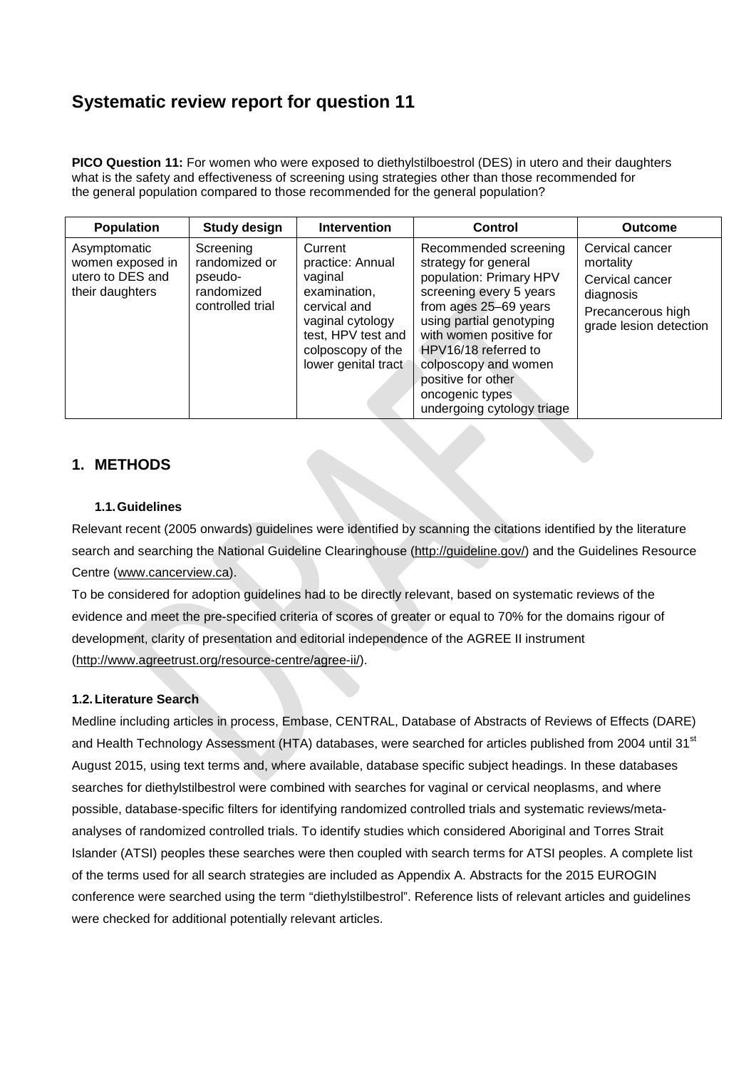# Systematic review report for question 11

**PICO Question 11:** For women who were exposed to diethylstilboestrol (DES) in utero and their daughters what is the safety and effectiveness of screening using strategies other than those recommended for the general population compared to those recommended for the general population?

| Population | Study design | Intervention | Control | Outcome |
|---|---|---|---|---|
| Asymptomatic women exposed in utero to DES and their daughters | Screening randomized or pseudo-randomized controlled trial | Current practice: Annual vaginal examination, cervical and vaginal cytology test, HPV test and colposcopy of the lower genital tract | Recommended screening strategy for general population: Primary HPV screening every 5 years from ages 25–69 years using partial genotyping with women positive for HPV16/18 referred to colposcopy and women positive for other oncogenic types undergoing cytology triage | Cervical cancer mortality<br>Cervical cancer diagnosis<br>Precancerous high grade lesion detection |

## 1. METHODS

### 1.1. Guidelines

Relevant recent (2005 onwards) guidelines were identified by scanning the citations identified by the literature search and searching the National Guideline Clearinghouse (http://guideline.gov/) and the Guidelines Resource Centre (www.cancerview.ca).

To be considered for adoption guidelines had to be directly relevant, based on systematic reviews of the evidence and meet the pre-specified criteria of scores of greater or equal to 70% for the domains rigour of development, clarity of presentation and editorial independence of the AGREE II instrument (http://www.agreetrust.org/resource-centre/agree-ii/).

### 1.2. Literature Search

Medline including articles in process, Embase, CENTRAL, Database of Abstracts of Reviews of Effects (DARE) and Health Technology Assessment (HTA) databases, were searched for articles published from 2004 until 31st August 2015, using text terms and, where available, database specific subject headings. In these databases searches for diethylstilbestrol were combined with searches for vaginal or cervical neoplasms, and where possible, database-specific filters for identifying randomized controlled trials and systematic reviews/meta-analyses of randomized controlled trials. To identify studies which considered Aboriginal and Torres Strait Islander (ATSI) peoples these searches were then coupled with search terms for ATSI peoples. A complete list of the terms used for all search strategies are included as Appendix A. Abstracts for the 2015 EUROGIN conference were searched using the term "diethylstilbestrol". Reference lists of relevant articles and guidelines were checked for additional potentially relevant articles.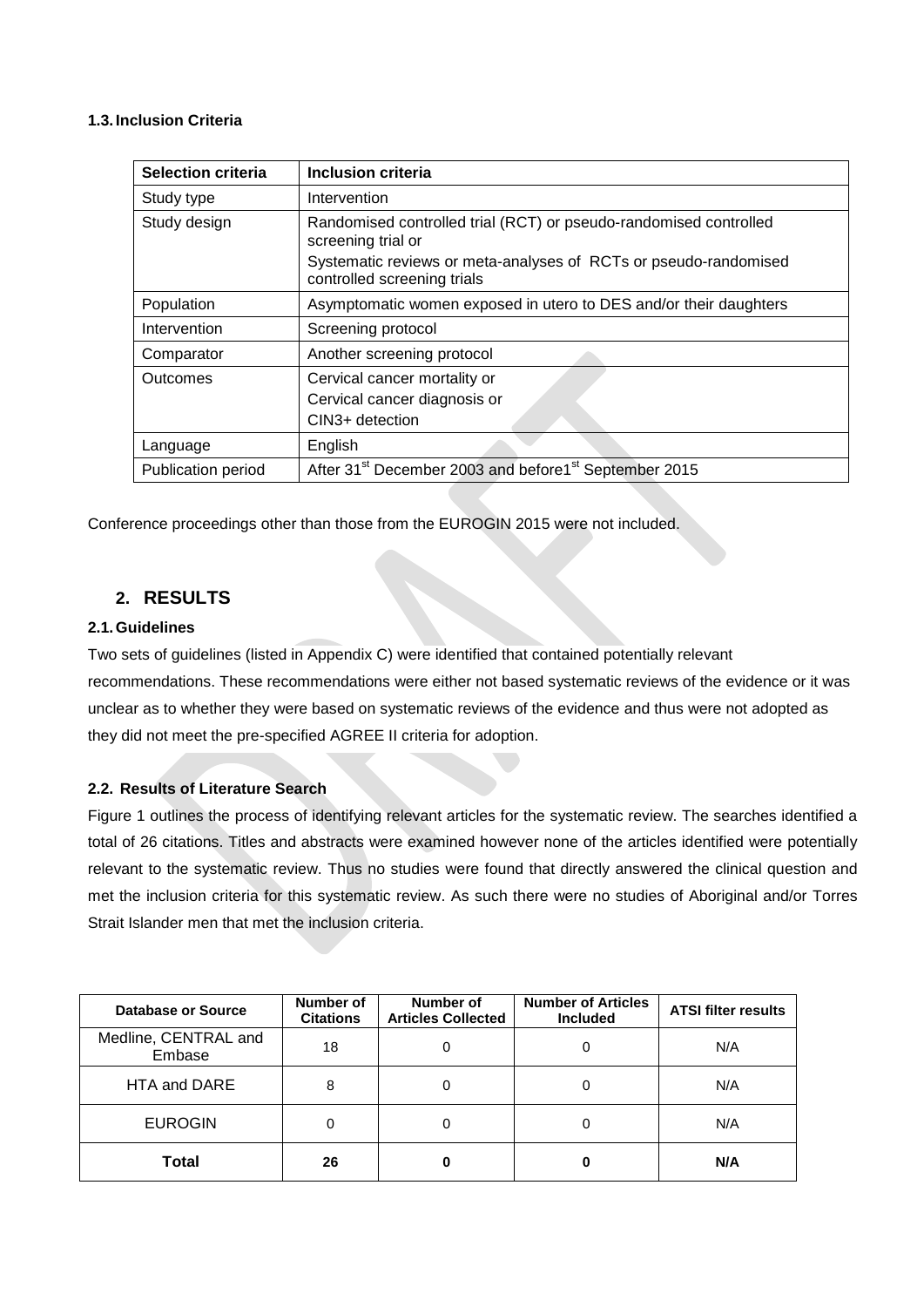### 1.3. Inclusion Criteria

| Selection criteria | Inclusion criteria |
|---|---|
| Study type | Intervention |
| Study design | Randomised controlled trial (RCT) or pseudo-randomised controlled screening trial or<br>Systematic reviews or meta-analyses of RCTs or pseudo-randomised controlled screening trials |
| Population | Asymptomatic women exposed in utero to DES and/or their daughters |
| Intervention | Screening protocol |
| Comparator | Another screening protocol |
| Outcomes | Cervical cancer mortality or<br>Cervical cancer diagnosis or<br>CIN3+ detection |
| Language | English |
| Publication period | After 31st December 2003 and before1st September 2015 |

Conference proceedings other than those from the EUROGIN 2015 were not included.

## 2. RESULTS

### 2.1. Guidelines

Two sets of guidelines (listed in Appendix C) were identified that contained potentially relevant recommendations. These recommendations were either not based systematic reviews of the evidence or it was unclear as to whether they were based on systematic reviews of the evidence and thus were not adopted as they did not meet the pre-specified AGREE II criteria for adoption.

### 2.2. Results of Literature Search

Figure 1 outlines the process of identifying relevant articles for the systematic review. The searches identified a total of 26 citations. Titles and abstracts were examined however none of the articles identified were potentially relevant to the systematic review. Thus no studies were found that directly answered the clinical question and met the inclusion criteria for this systematic review. As such there were no studies of Aboriginal and/or Torres Strait Islander men that met the inclusion criteria.

| Database or Source | Number of Citations | Number of Articles Collected | Number of Articles Included | ATSI filter results |
|---|---|---|---|---|
| Medline, CENTRAL and Embase | 18 | 0 | 0 | N/A |
| HTA and DARE | 8 | 0 | 0 | N/A |
| EUROGIN | 0 | 0 | 0 | N/A |
| **Total** | **26** | **0** | **0** | **N/A** |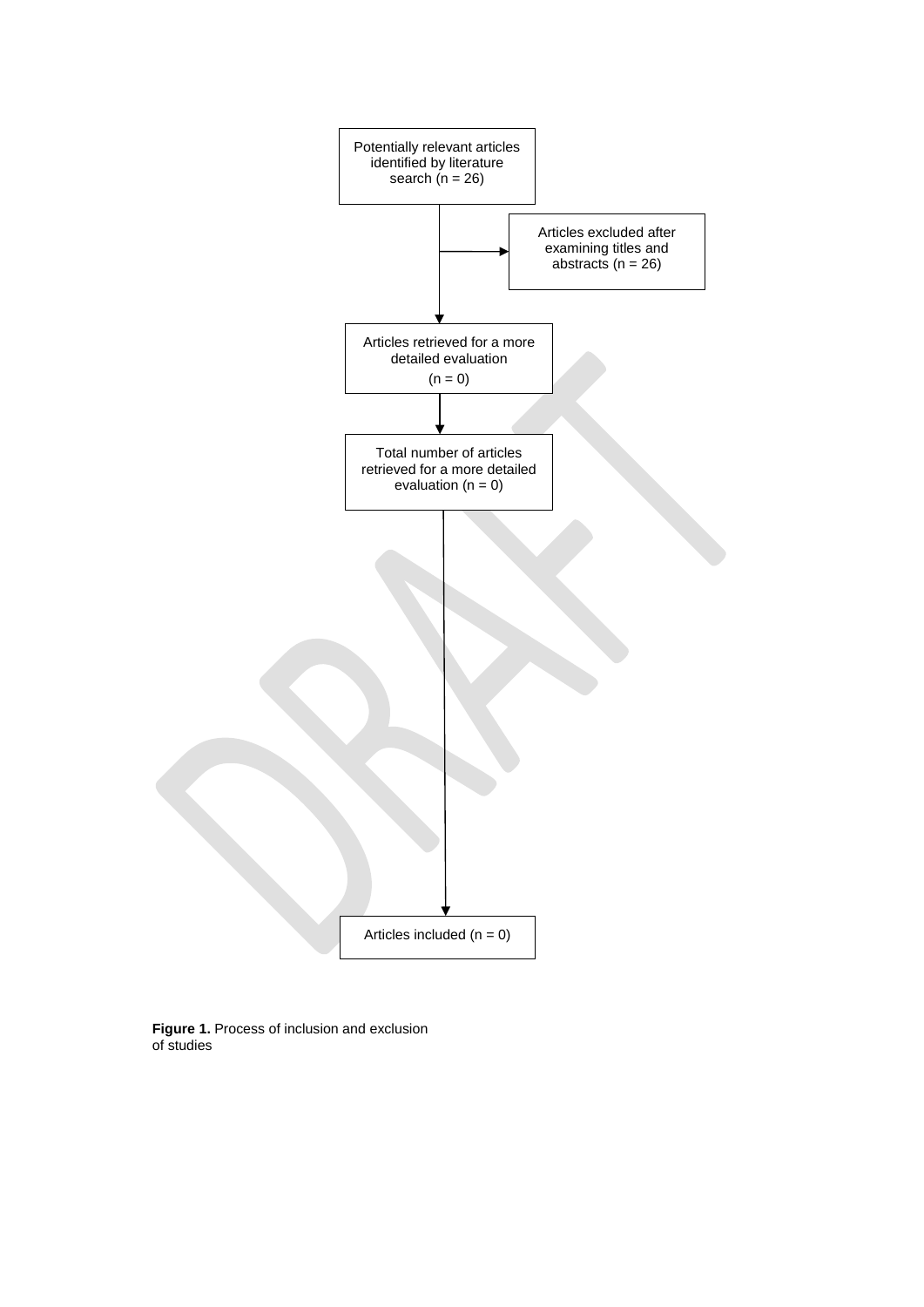Potentially relevant articles identified by literature search (n = 26)

Articles excluded after examining titles and abstracts (n = 26)

Articles retrieved for a more detailed evaluation (n = 0)

Total number of articles retrieved for a more detailed evaluation (n = 0)

Articles included (n = 0)

**Figure 1.** Process of inclusion and exclusion of studies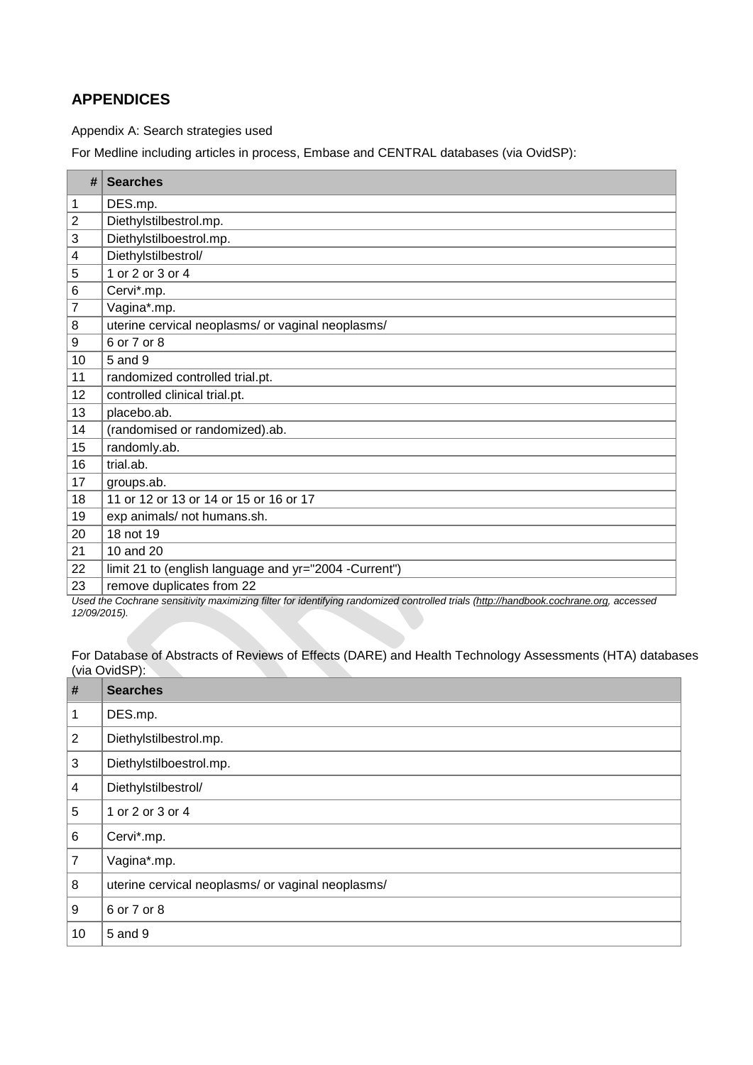## APPENDICES

Appendix A: Search strategies used

For Medline including articles in process, Embase and CENTRAL databases (via OvidSP):

| # | Searches |
|---|---|
| 1 | DES.mp. |
| 2 | Diethylstilbestrol.mp. |
| 3 | Diethylstilboestrol.mp. |
| 4 | Diethylstilbestrol/ |
| 5 | 1 or 2 or 3 or 4 |
| 6 | Cervi*.mp. |
| 7 | Vagina*.mp. |
| 8 | uterine cervical neoplasms/ or vaginal neoplasms/ |
| 9 | 6 or 7 or 8 |
| 10 | 5 and 9 |
| 11 | randomized controlled trial.pt. |
| 12 | controlled clinical trial.pt. |
| 13 | placebo.ab. |
| 14 | (randomised or randomized).ab. |
| 15 | randomly.ab. |
| 16 | trial.ab. |
| 17 | groups.ab. |
| 18 | 11 or 12 or 13 or 14 or 15 or 16 or 17 |
| 19 | exp animals/ not humans.sh. |
| 20 | 18 not 19 |
| 21 | 10 and 20 |
| 22 | limit 21 to (english language and yr="2004 -Current") |
| 23 | remove duplicates from 22 |

*Used the Cochrane sensitivity maximizing filter for identifying randomized controlled trials (http://handbook.cochrane.org, accessed 12/09/2015).*

For Database of Abstracts of Reviews of Effects (DARE) and Health Technology Assessments (HTA) databases (via OvidSP):

| # | Searches |
|---|---|
| 1 | DES.mp. |
| 2 | Diethylstilbestrol.mp. |
| 3 | Diethylstilboestrol.mp. |
| 4 | Diethylstilbestrol/ |
| 5 | 1 or 2 or 3 or 4 |
| 6 | Cervi*.mp. |
| 7 | Vagina*.mp. |
| 8 | uterine cervical neoplasms/ or vaginal neoplasms/ |
| 9 | 6 or 7 or 8 |
| 10 | 5 and 9 |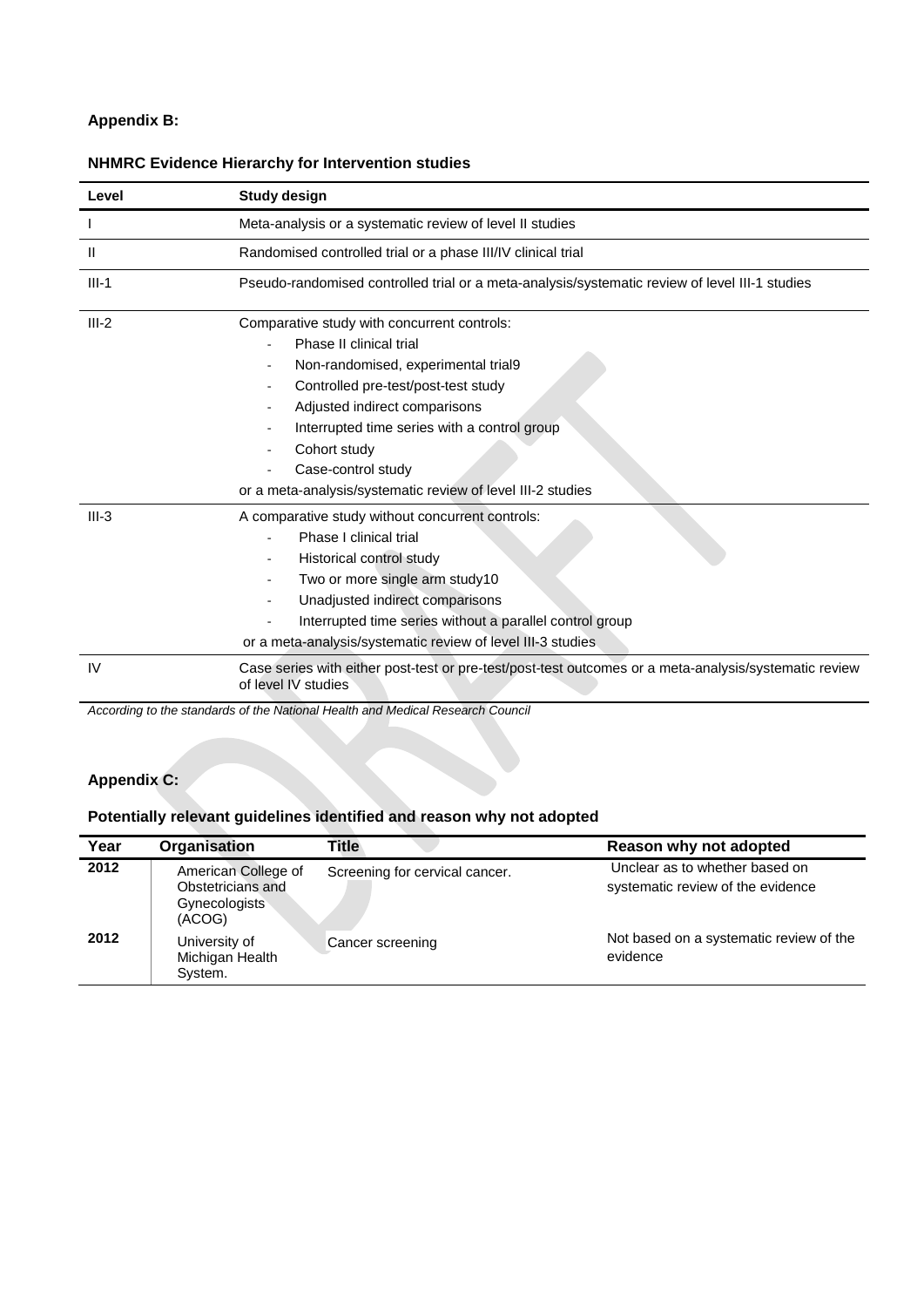**Appendix B:**

**NHMRC Evidence Hierarchy for Intervention studies**

| Level | Study design |
|---|---|
| I | Meta-analysis or a systematic review of level II studies |
| II | Randomised controlled trial or a phase III/IV clinical trial |
| III-1 | Pseudo-randomised controlled trial or a meta-analysis/systematic review of level III-1 studies |
| III-2 | Comparative study with concurrent controls:<br>- Phase II clinical trial<br>- Non-randomised, experimental trial9<br>- Controlled pre-test/post-test study<br>- Adjusted indirect comparisons<br>- Interrupted time series with a control group<br>- Cohort study<br>- Case-control study<br>or a meta-analysis/systematic review of level III-2 studies |
| III-3 | A comparative study without concurrent controls:<br>- Phase I clinical trial<br>- Historical control study<br>- Two or more single arm study10<br>- Unadjusted indirect comparisons<br>- Interrupted time series without a parallel control group<br>or a meta-analysis/systematic review of level III-3 studies |
| IV | Case series with either post-test or pre-test/post-test outcomes or a meta-analysis/systematic review of level IV studies |

*According to the standards of the National Health and Medical Research Council*

**Appendix C:**

**Potentially relevant guidelines identified and reason why not adopted**

| Year | Organisation | Title | Reason why not adopted |
|---|---|---|---|
| **2012** | American College of Obstetricians and Gynecologists (ACOG) | Screening for cervical cancer. | Unclear as to whether based on systematic review of the evidence |
| **2012** | University of Michigan Health System. | Cancer screening | Not based on a systematic review of the evidence |